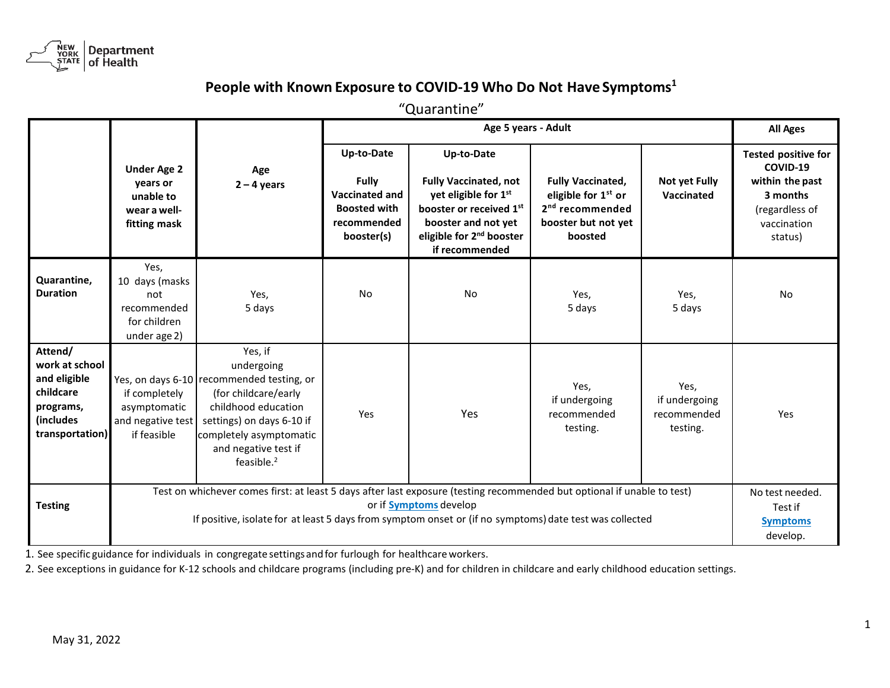## People with Known Exposure to COVID-19 Who Do Not Have Symptoms[1]

"Quarantine"

| | Under Age 2 years or unable to wear a well-fitting mask | Age 2 – 4 years | Age 5 years - Adult | | | | All Ages |
|---|---|---|---|---|---|---|---|
| | | | **Up-to-Date** Fully Vaccinated and Boosted with recommended booster(s) | **Up-to-Date** Fully Vaccinated, not yet eligible for 1st booster or received 1st booster and not yet eligible for 2nd booster if recommended | **Fully Vaccinated, eligible for 1st or 2nd recommended booster but not yet boosted** | **Not yet Fully Vaccinated** | **Tested positive for COVID-19 within the past 3 months** (regardless of vaccination status) |
| **Quarantine, Duration** | Yes, 10 days (masks not recommended for children under age 2) | Yes, 5 days | No | No | Yes, 5 days | Yes, 5 days | No |
| **Attend/ work at school and eligible childcare programs, (includes transportation)** | Yes, on days 6-10 if completely asymptomatic and negative test if feasible | Yes, if undergoing recommended testing, or (for childcare/early childhood education settings) on days 6-10 if completely asymptomatic and negative test if feasible.[2] | Yes | Yes | Yes, if undergoing recommended testing. | Yes, if undergoing recommended testing. | Yes |
| **Testing** | Test on whichever comes first: at least 5 days after last exposure (testing recommended but optional if unable to test) or if [Symptoms](#) develop. If positive, isolate for at least 5 days from symptom onset or (if no symptoms) date test was collected | | | | | | No test needed. Test if [Symptoms](#) develop. |

1. See specific guidance for individuals in congregate settings and for furlough for healthcare workers.
2. See exceptions in guidance for K-12 schools and childcare programs (including pre-K) and for children in childcare and early childhood education settings.

May 31, 2022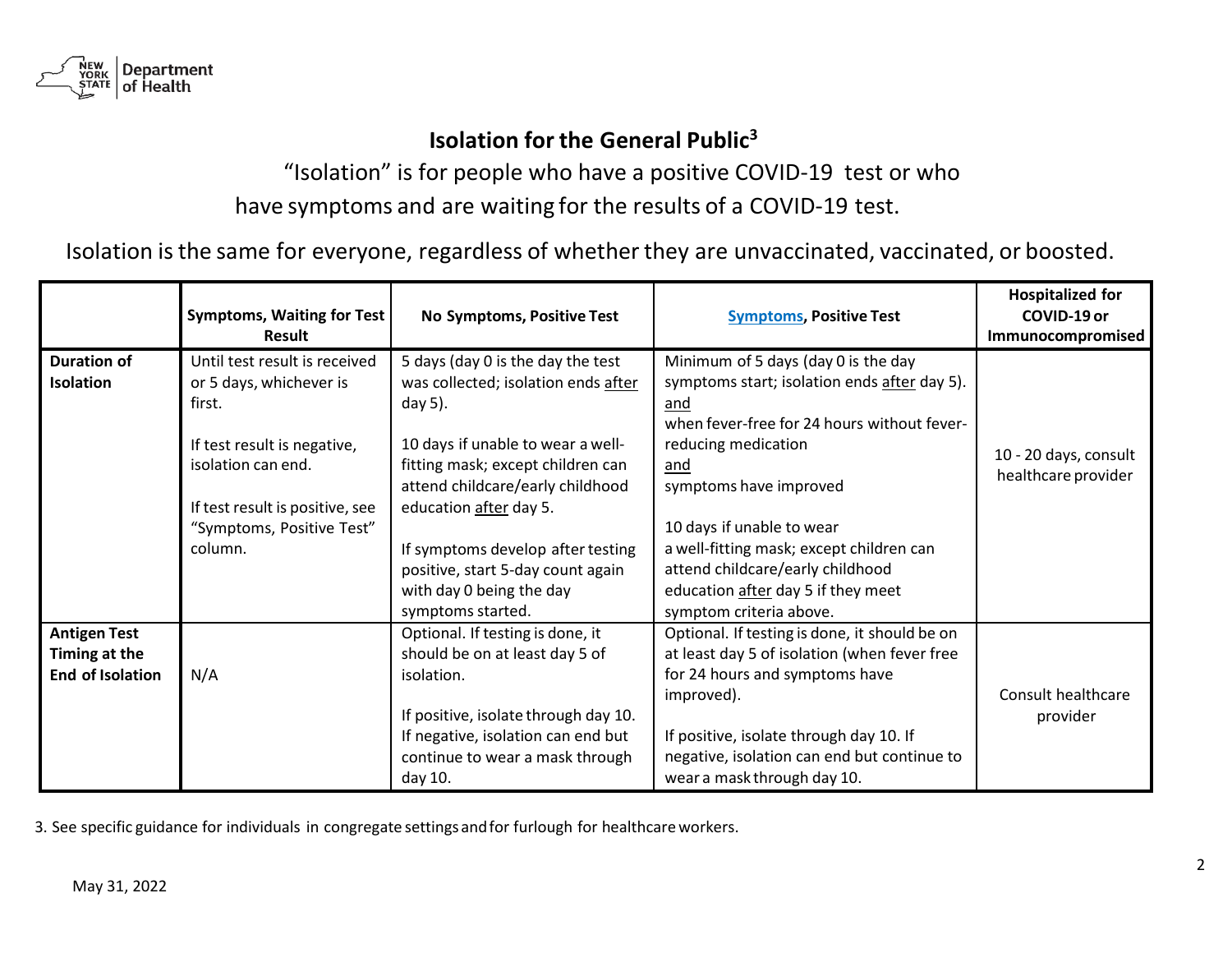## Isolation for the General Public[3]

"Isolation" is for people who have a positive COVID-19 test or who have symptoms and are waiting for the results of a COVID-19 test.

Isolation is the same for everyone, regardless of whether they are unvaccinated, vaccinated, or boosted.

| | Symptoms, Waiting for Test Result | No Symptoms, Positive Test | Symptoms, Positive Test | Hospitalized for COVID-19 or Immunocompromised |
|---|---|---|---|---|
| **Duration of Isolation** | Until test result is received or 5 days, whichever is first.<br><br>If test result is negative, isolation can end.<br><br>If test result is positive, see "Symptoms, Positive Test" column. | 5 days (day 0 is the day the test was collected; isolation ends after day 5).<br><br>10 days if unable to wear a well-fitting mask; except children can attend childcare/early childhood education after day 5.<br><br>If symptoms develop after testing positive, start 5-day count again with day 0 being the day symptoms started. | Minimum of 5 days (day 0 is the day symptoms start; isolation ends after day 5).<br>and<br>when fever-free for 24 hours without fever-reducing medication<br>and<br>symptoms have improved<br><br>10 days if unable to wear a well-fitting mask; except children can attend childcare/early childhood education after day 5 if they meet symptom criteria above. | 10 - 20 days, consult healthcare provider |
| **Antigen Test Timing at the End of Isolation** | N/A | Optional. If testing is done, it should be on at least day 5 of isolation.<br><br>If positive, isolate through day 10. If negative, isolation can end but continue to wear a mask through day 10. | Optional. If testing is done, it should be on at least day 5 of isolation (when fever free for 24 hours and symptoms have improved).<br><br>If positive, isolate through day 10. If negative, isolation can end but continue to wear a mask through day 10. | Consult healthcare provider |

3. See specific guidance for individuals in congregate settings and for furlough for healthcare workers.

May 31, 2022